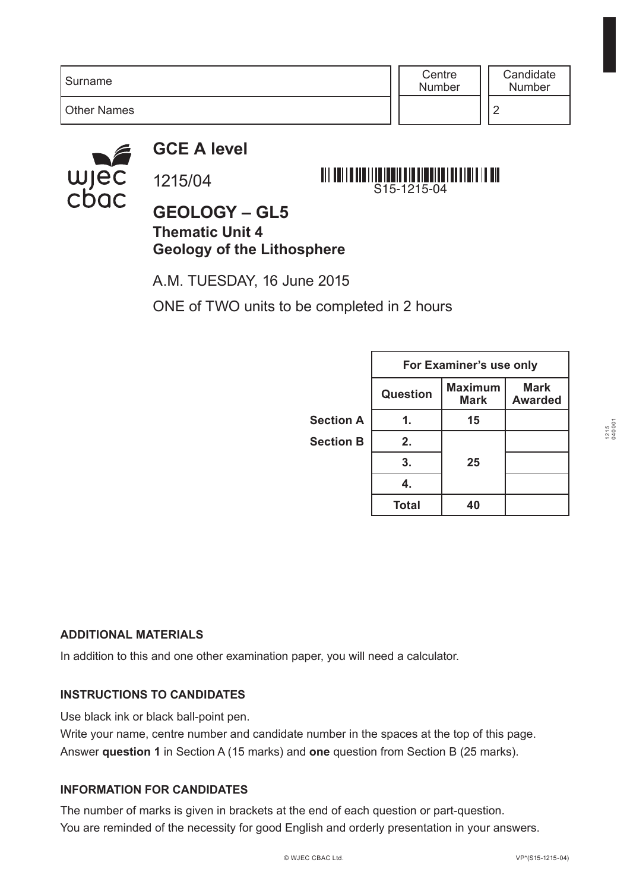| Surname | Centre Number | Candidate Number |
| --- | --- | --- |
| Other Names | | 2 |

# GCE A level

1215/04

S15-1215-04

## GEOLOGY – GL5

### Thematic Unit 4
### Geology of the Lithosphere

A.M. TUESDAY, 16 June 2015

ONE of TWO units to be completed in 2 hours

| | For Examiner's use only | | |
| --- | --- | --- | --- |
| | **Question** | **Maximum Mark** | **Mark Awarded** |
| **Section A** | **1.** | **15** | |
| **Section B** | **2.** | **25** | |
| | **3.** | | |
| | **4.** | | |
| | **Total** | **40** | |

**ADDITIONAL MATERIALS**

In addition to this and one other examination paper, you will need a calculator.

**INSTRUCTIONS TO CANDIDATES**

Use black ink or black ball-point pen.

Write your name, centre number and candidate number in the spaces at the top of this page.

Answer **question 1** in Section A (15 marks) and **one** question from Section B (25 marks).

**INFORMATION FOR CANDIDATES**

The number of marks is given in brackets at the end of each question or part-question.

You are reminded of the necessity for good English and orderly presentation in your answers.

© WJEC CBAC Ltd.

VP*(S15-1215-04)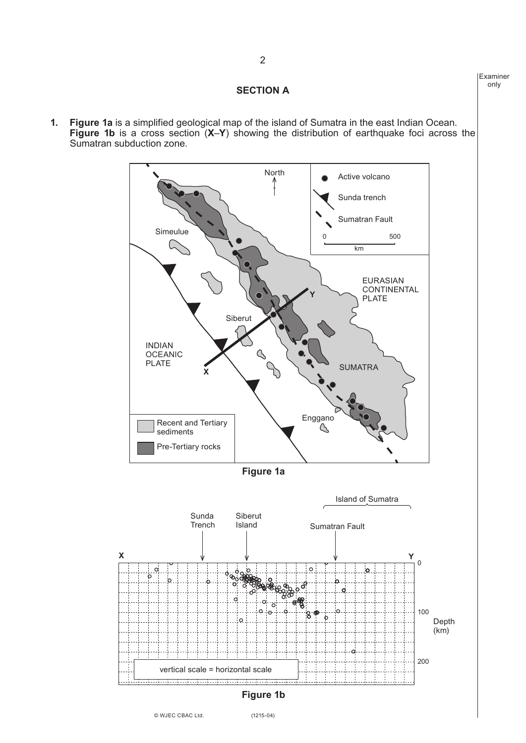## SECTION A

**1.** **Figure 1a** is a simplified geological map of the island of Sumatra in the east Indian Ocean. **Figure 1b** is a cross section (**X**–**Y**) showing the distribution of earthquake foci across the Sumatran subduction zone.

**Figure 1a**

**Figure 1b**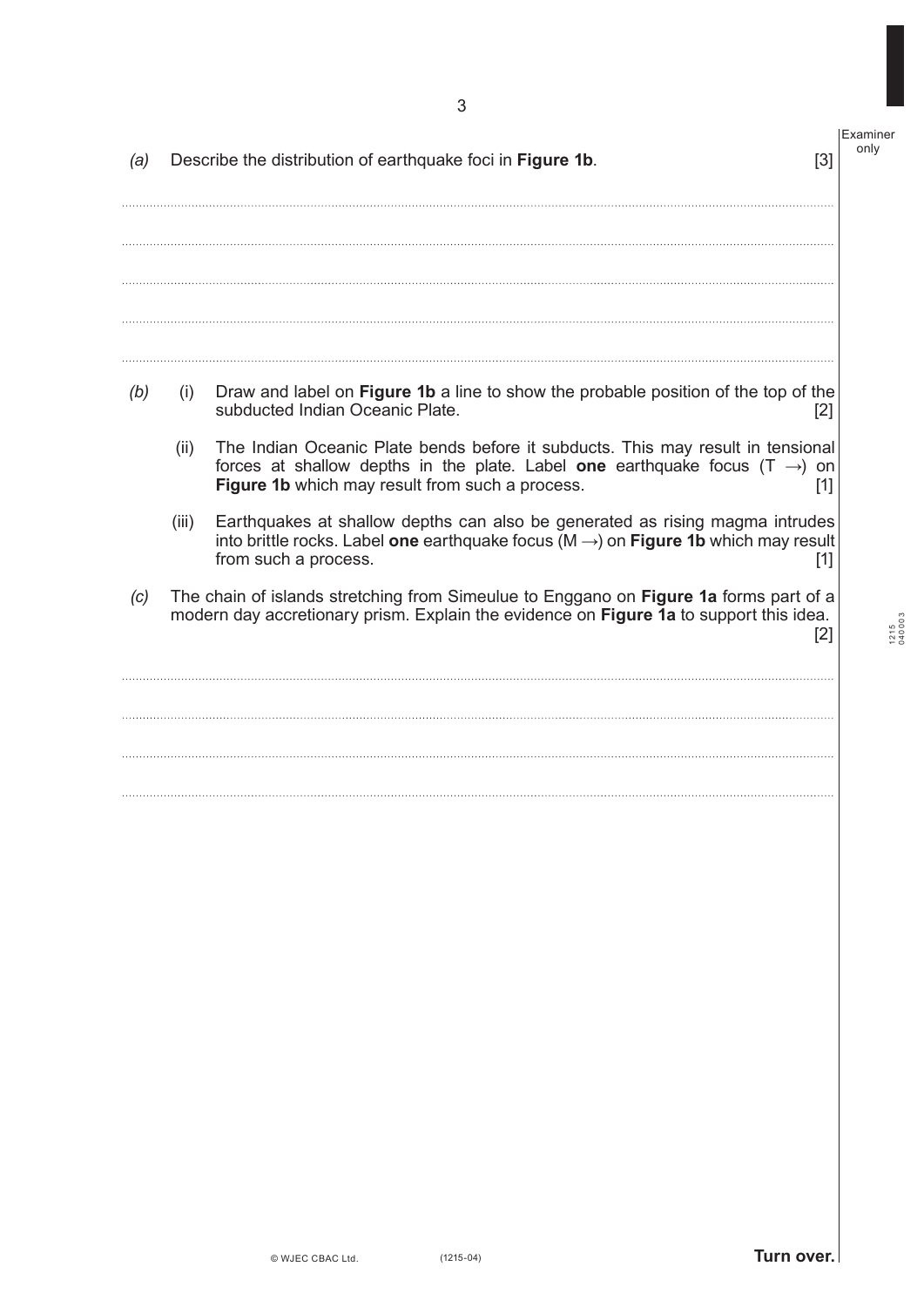*(a)* Describe the distribution of earthquake foci in **Figure 1b**. [3]

*(b)* (i) Draw and label on **Figure 1b** a line to show the probable position of the top of the subducted Indian Oceanic Plate. [2]

(ii) The Indian Oceanic Plate bends before it subducts. This may result in tensional forces at shallow depths in the plate. Label **one** earthquake focus (T →) on **Figure 1b** which may result from such a process. [1]

(iii) Earthquakes at shallow depths can also be generated as rising magma intrudes into brittle rocks. Label **one** earthquake focus (M →) on **Figure 1b** which may result from such a process. [1]

*(c)* The chain of islands stretching from Simeulue to Enggano on **Figure 1a** forms part of a modern day accretionary prism. Explain the evidence on **Figure 1a** to support this idea. [2]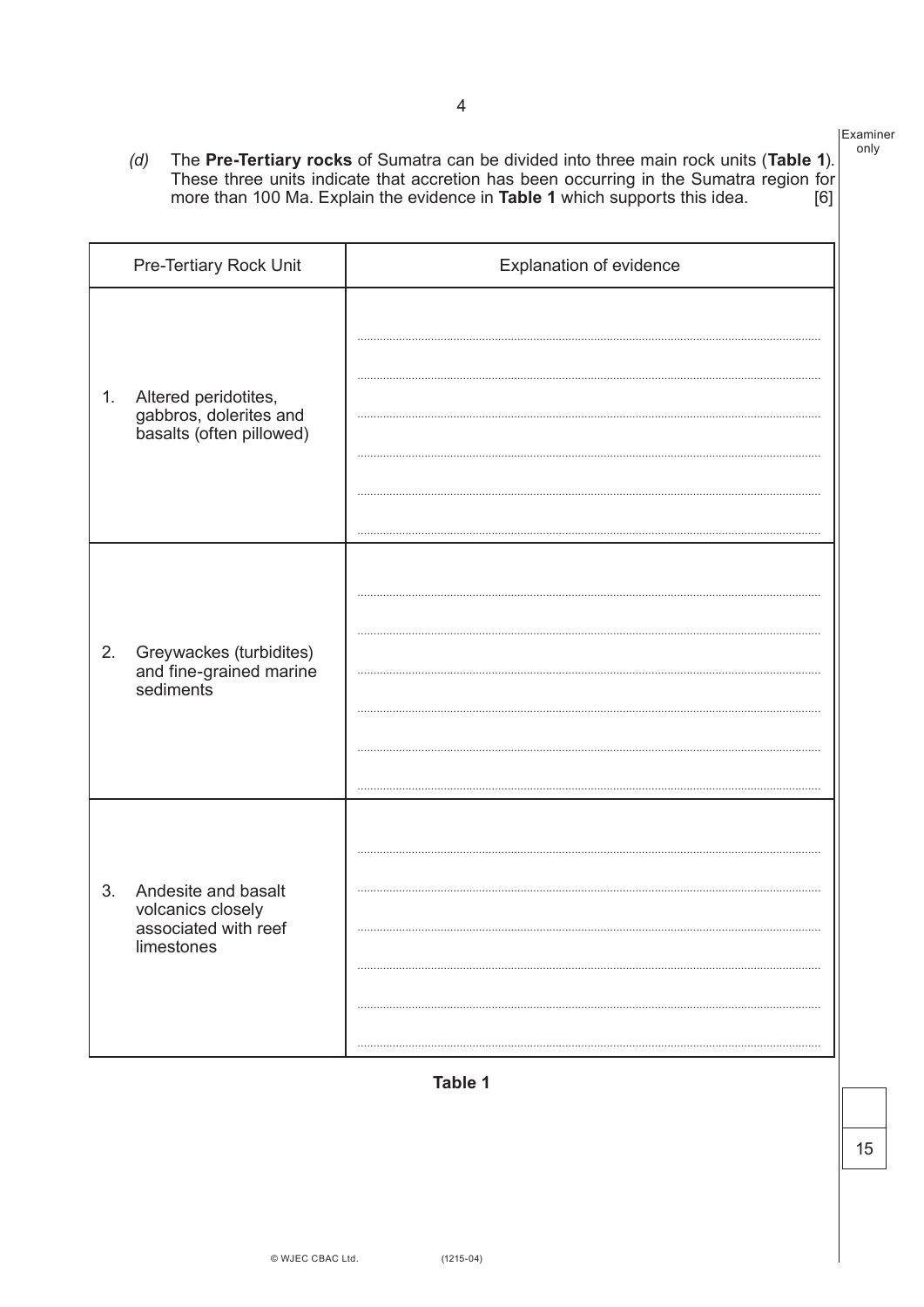*(d)* The **Pre-Tertiary rocks** of Sumatra can be divided into three main rock units (**Table 1**). These three units indicate that accretion has been occurring in the Sumatra region for more than 100 Ma. Explain the evidence in **Table 1** which supports this idea. [6]

| Pre-Tertiary Rock Unit | Explanation of evidence |
|---|---|
| 1. Altered peridotites, gabbros, dolerites and basalts (often pillowed) | |
| 2. Greywackes (turbidites) and fine-grained marine sediments | |
| 3. Andesite and basalt volcanics closely associated with reef limestones | |

**Table 1**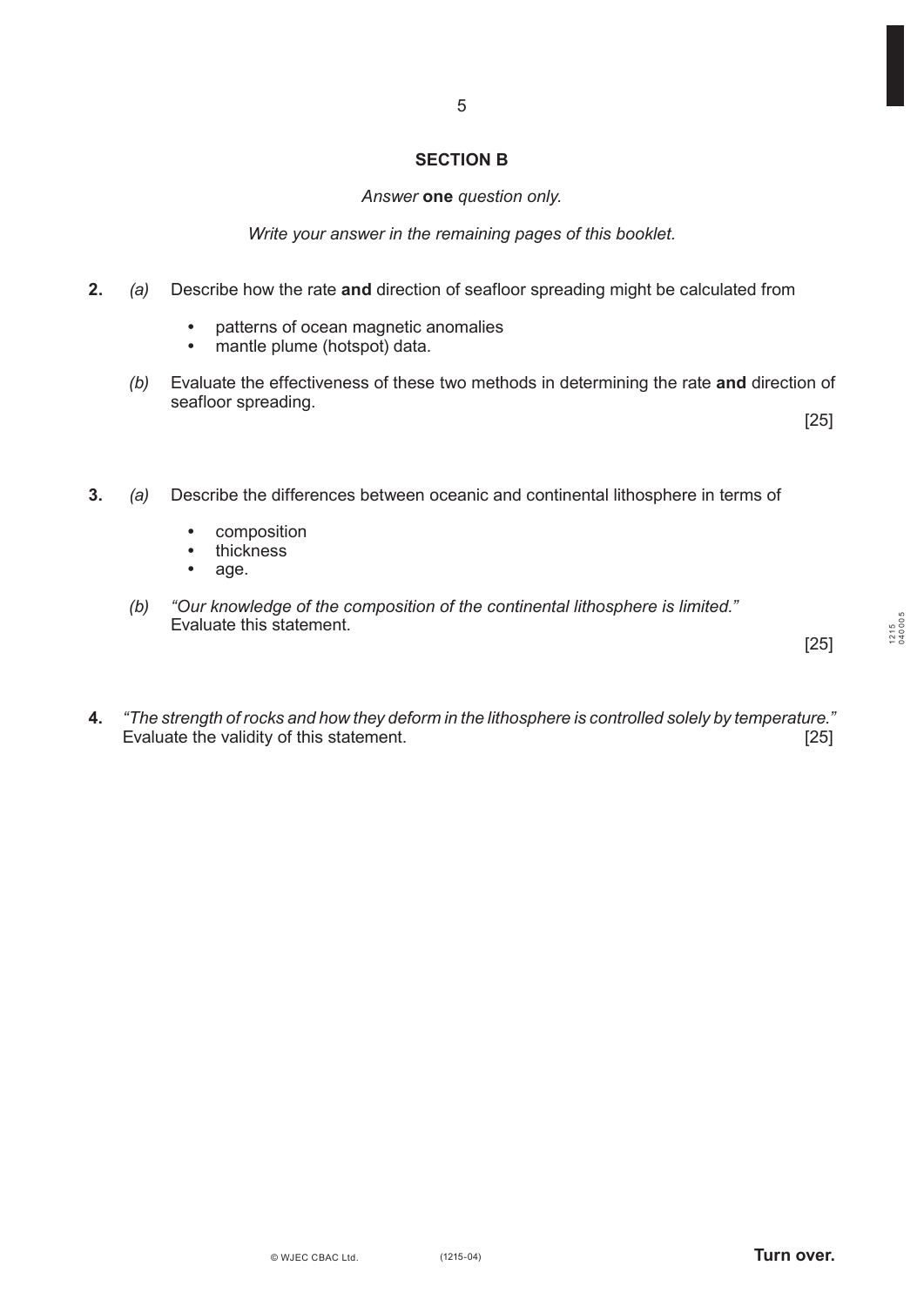## SECTION B

*Answer* **one** *question only.*

*Write your answer in the remaining pages of this booklet.*

**2.** *(a)* Describe how the rate **and** direction of seafloor spreading might be calculated from

- patterns of ocean magnetic anomalies
- mantle plume (hotspot) data.

*(b)* Evaluate the effectiveness of these two methods in determining the rate **and** direction of seafloor spreading.

[25]

**3.** *(a)* Describe the differences between oceanic and continental lithosphere in terms of

- composition
- thickness
- age.

*(b)* *"Our knowledge of the composition of the continental lithosphere is limited."* Evaluate this statement.

[25]

**4.** *"The strength of rocks and how they deform in the lithosphere is controlled solely by temperature."* Evaluate the validity of this statement. [25]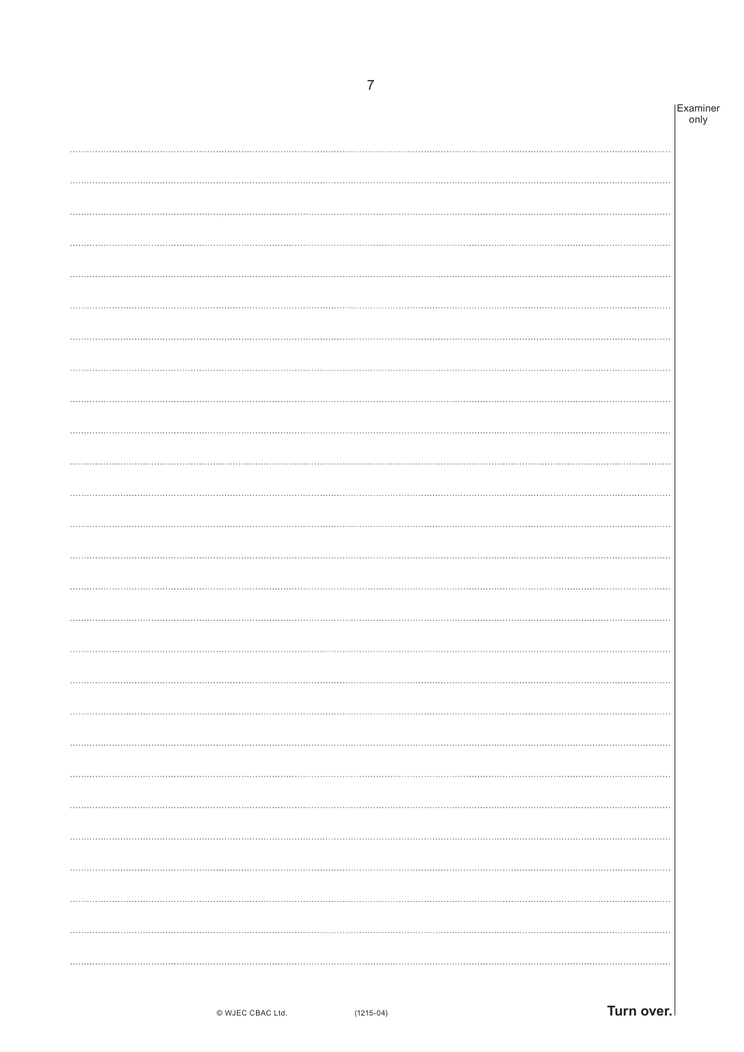Examiner only

Turn over.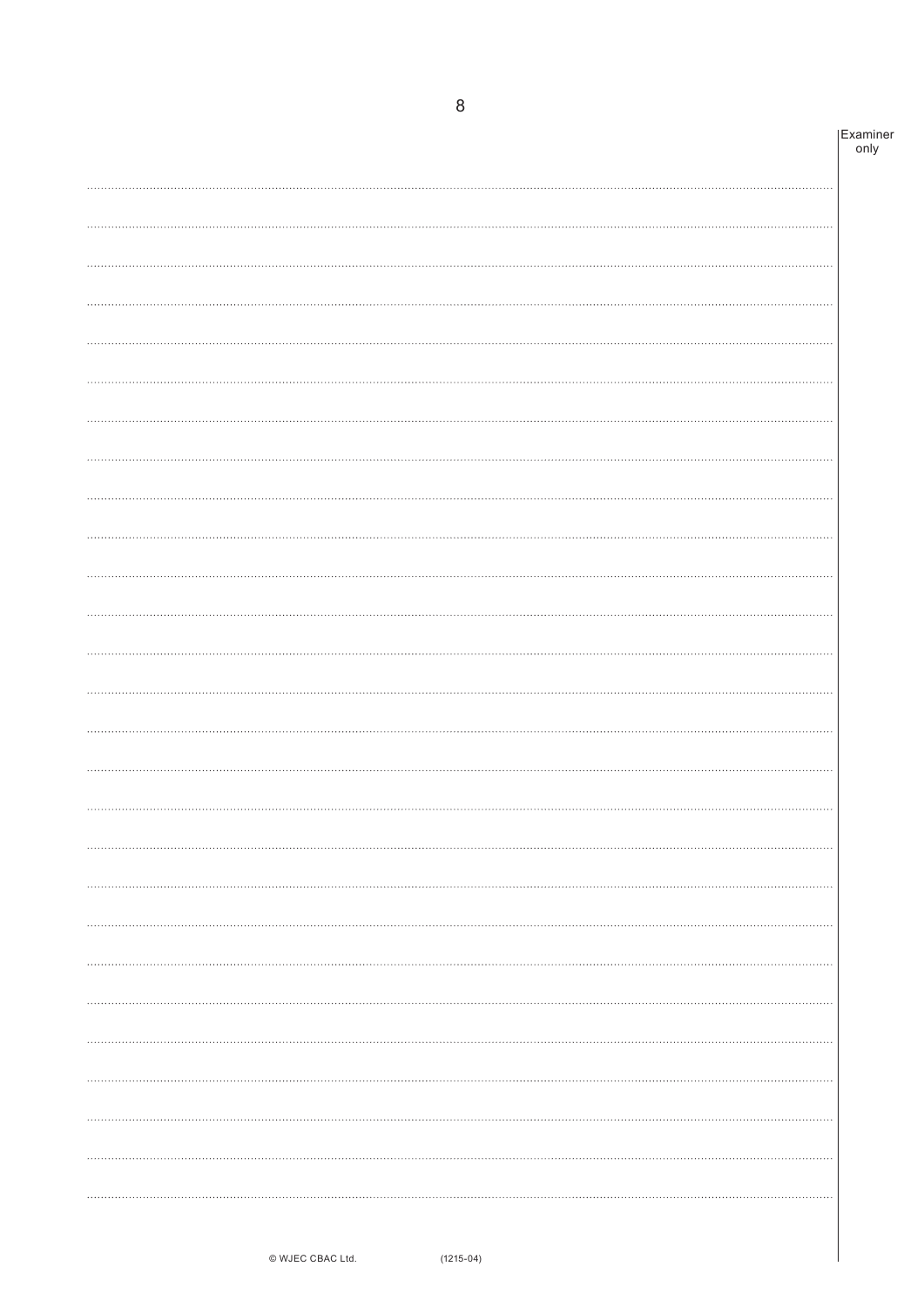Examiner only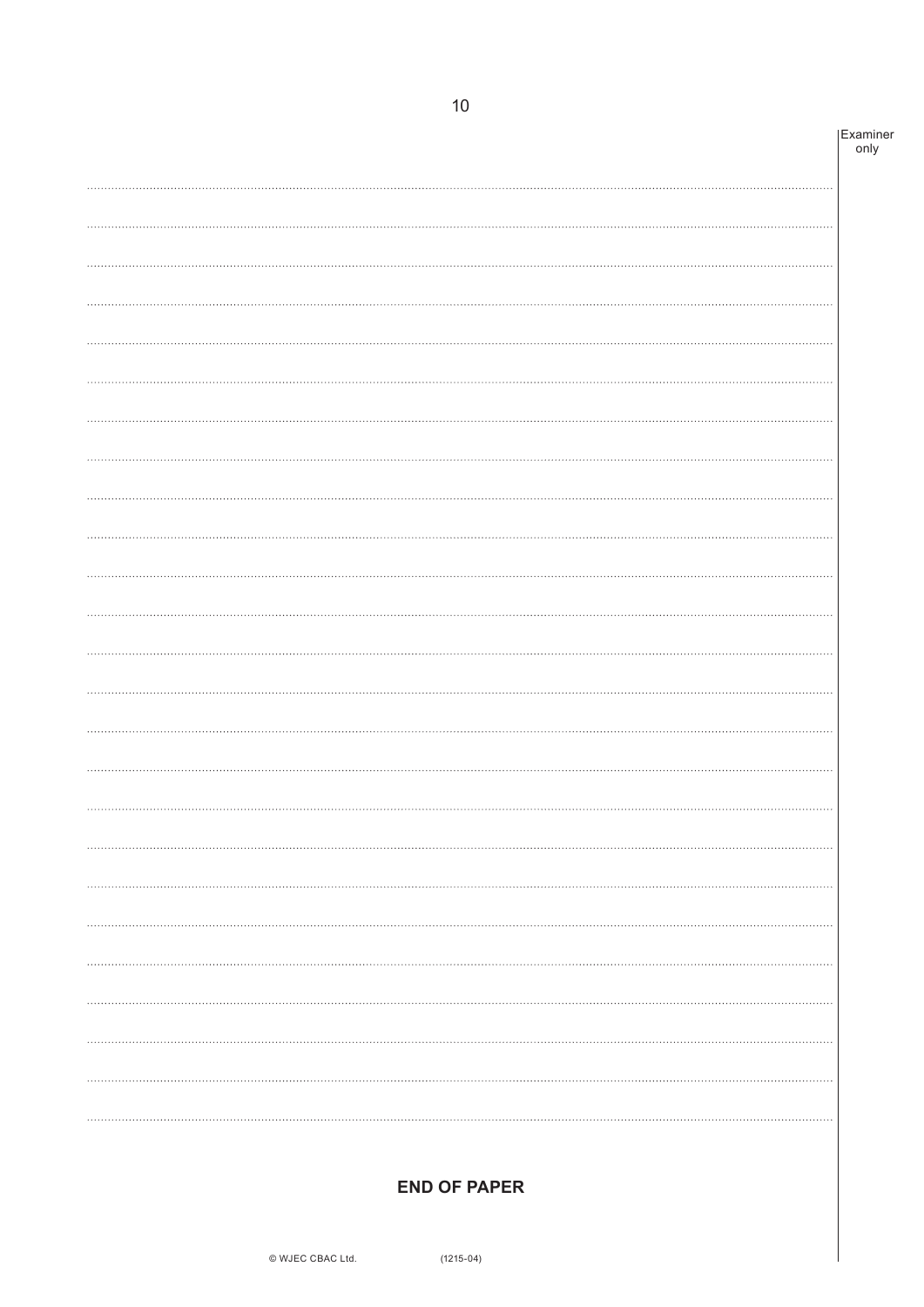**END OF PAPER**